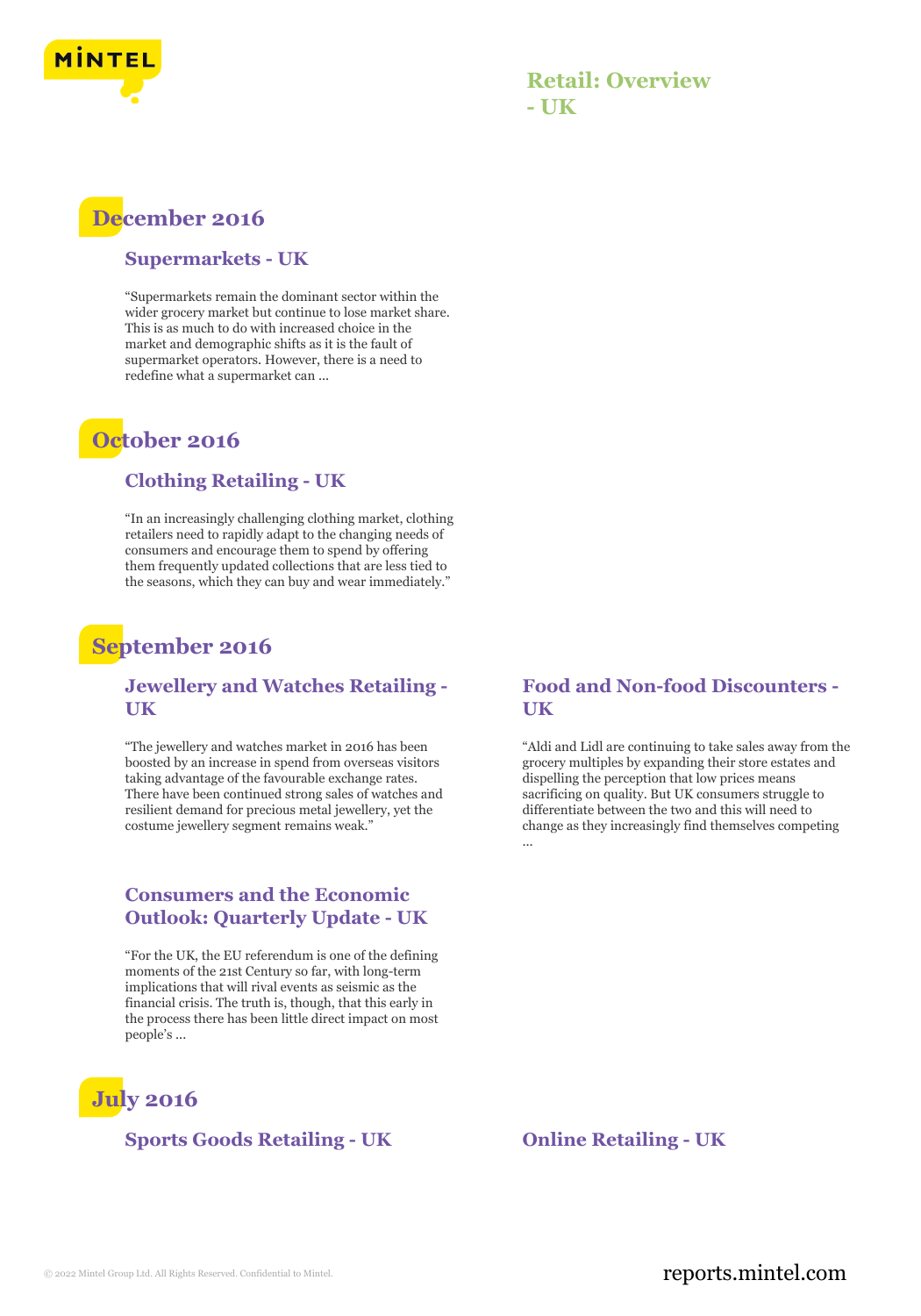# Retail: Overview - UK

## December 2016

### Supermarkets - UK

"Supermarkets remain the dominant sector within the wider grocery market but continue to lose market share. This is as much to do with increased choice in the market and demographic shifts as it is the fault of supermarket operators. However, there is a need to redefine what a supermarket can ...

## October 2016

### Clothing Retailing - UK

"In an increasingly challenging clothing market, clothing retailers need to rapidly adapt to the changing needs of consumers and encourage them to spend by offering them frequently updated collections that are less tied to the seasons, which they can buy and wear immediately."

## September 2016

### Jewellery and Watches Retailing - UK

"The jewellery and watches market in 2016 has been boosted by an increase in spend from overseas visitors taking advantage of the favourable exchange rates. There have been continued strong sales of watches and resilient demand for precious metal jewellery, yet the costume jewellery segment remains weak."

### Food and Non-food Discounters - UK

"Aldi and Lidl are continuing to take sales away from the grocery multiples by expanding their store estates and dispelling the perception that low prices means sacrificing on quality. But UK consumers struggle to differentiate between the two and this will need to change as they increasingly find themselves competing ...

### Consumers and the Economic Outlook: Quarterly Update - UK

"For the UK, the EU referendum is one of the defining moments of the 21st Century so far, with long-term implications that will rival events as seismic as the financial crisis. The truth is, though, that this early in the process there has been little direct impact on most people's ...

## July 2016

### Sports Goods Retailing - UK

### Online Retailing - UK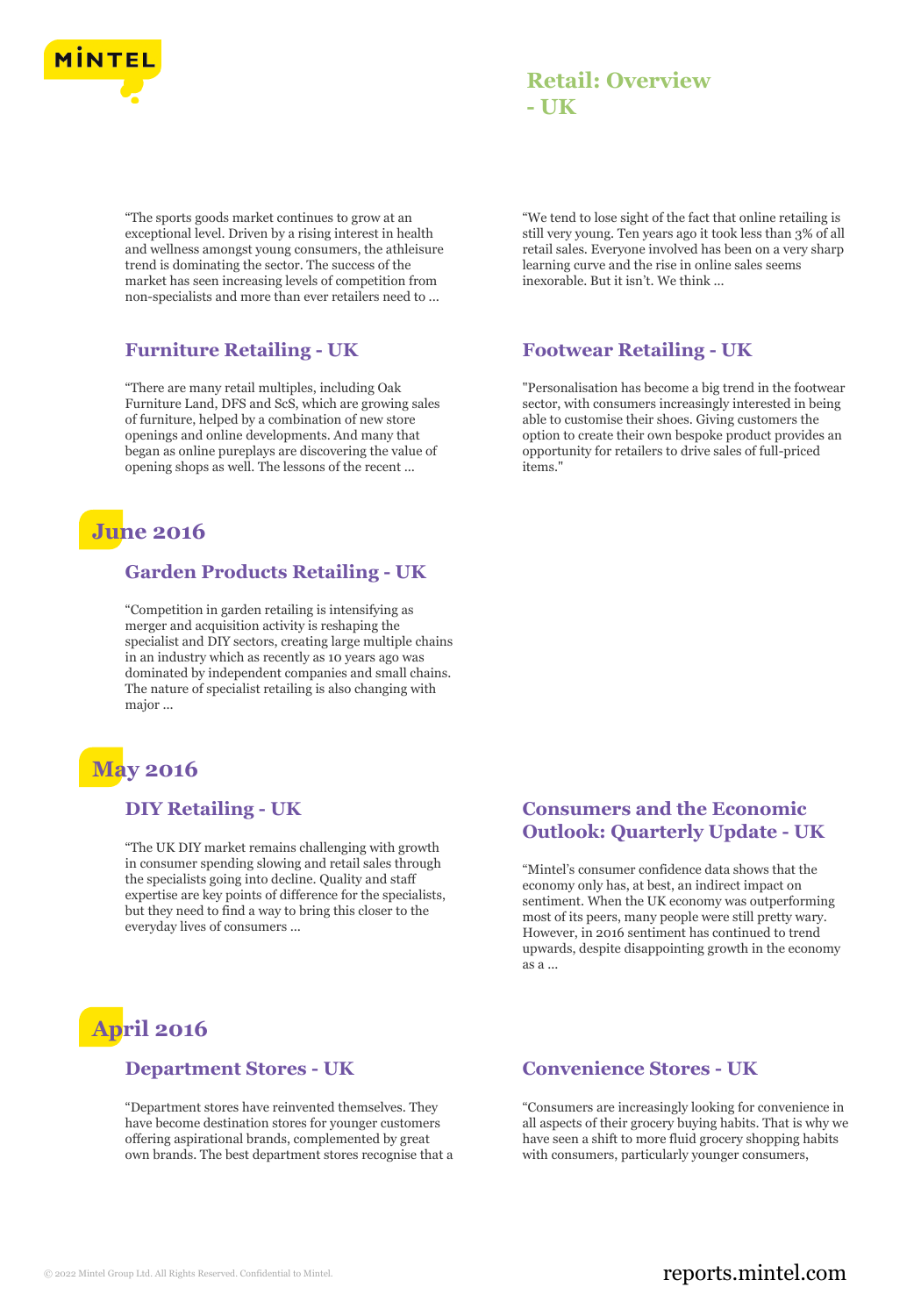"The sports goods market continues to grow at an exceptional level. Driven by a rising interest in health and wellness amongst young consumers, the athleisure trend is dominating the sector. The success of the market has seen increasing levels of competition from non-specialists and more than ever retailers need to ...

"We tend to lose sight of the fact that online retailing is still very young. Ten years ago it took less than 3% of all retail sales. Everyone involved has been on a very sharp learning curve and the rise in online sales seems inexorable. But it isn't. We think ...

### Furniture Retailing - UK

"There are many retail multiples, including Oak Furniture Land, DFS and ScS, which are growing sales of furniture, helped by a combination of new store openings and online developments. And many that began as online pureplays are discovering the value of opening shops as well. The lessons of the recent ...

### Footwear Retailing - UK

"Personalisation has become a big trend in the footwear sector, with consumers increasingly interested in being able to customise their shoes. Giving customers the option to create their own bespoke product provides an opportunity for retailers to drive sales of full-priced items."

## June 2016

### Garden Products Retailing - UK

"Competition in garden retailing is intensifying as merger and acquisition activity is reshaping the specialist and DIY sectors, creating large multiple chains in an industry which as recently as 10 years ago was dominated by independent companies and small chains. The nature of specialist retailing is also changing with major ...

## May 2016

### DIY Retailing - UK

"The UK DIY market remains challenging with growth in consumer spending slowing and retail sales through the specialists going into decline. Quality and staff expertise are key points of difference for the specialists, but they need to find a way to bring this closer to the everyday lives of consumers ...

### Consumers and the Economic Outlook: Quarterly Update - UK

"Mintel's consumer confidence data shows that the economy only has, at best, an indirect impact on sentiment. When the UK economy was outperforming most of its peers, many people were still pretty wary. However, in 2016 sentiment has continued to trend upwards, despite disappointing growth in the economy as a ...

## April 2016

### Department Stores - UK

"Department stores have reinvented themselves. They have become destination stores for younger customers offering aspirational brands, complemented by great own brands. The best department stores recognise that a

### Convenience Stores - UK

"Consumers are increasingly looking for convenience in all aspects of their grocery buying habits. That is why we have seen a shift to more fluid grocery shopping habits with consumers, particularly younger consumers,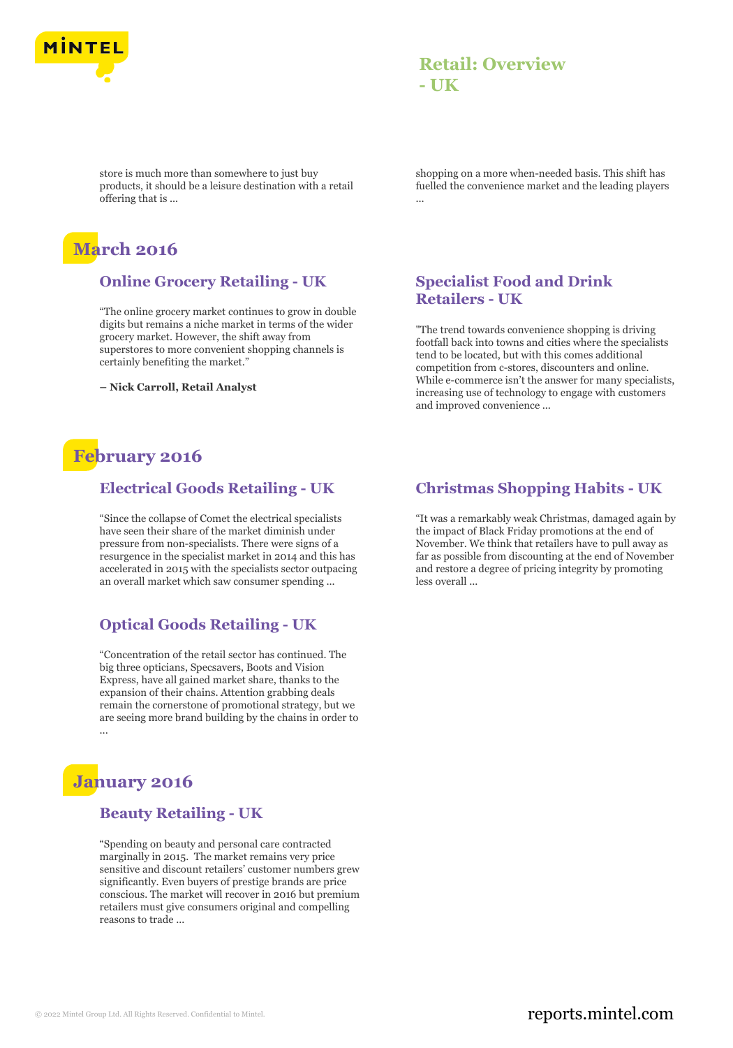store is much more than somewhere to just buy products, it should be a leisure destination with a retail offering that is ...

shopping on a more when-needed basis. This shift has fuelled the convenience market and the leading players ...

## March 2016

### Online Grocery Retailing - UK

“The online grocery market continues to grow in double digits but remains a niche market in terms of the wider grocery market. However, the shift away from superstores to more convenient shopping channels is certainly benefiting the market.”

**– Nick Carroll, Retail Analyst**

### Specialist Food and Drink Retailers - UK

"The trend towards convenience shopping is driving footfall back into towns and cities where the specialists tend to be located, but with this comes additional competition from c-stores, discounters and online. While e-commerce isn’t the answer for many specialists, increasing use of technology to engage with customers and improved convenience ...

## February 2016

### Electrical Goods Retailing - UK

“Since the collapse of Comet the electrical specialists have seen their share of the market diminish under pressure from non-specialists. There were signs of a resurgence in the specialist market in 2014 and this has accelerated in 2015 with the specialists sector outpacing an overall market which saw consumer spending ...

### Optical Goods Retailing - UK

“Concentration of the retail sector has continued. The big three opticians, Specsavers, Boots and Vision Express, have all gained market share, thanks to the expansion of their chains. Attention grabbing deals remain the cornerstone of promotional strategy, but we are seeing more brand building by the chains in order to ...

### Christmas Shopping Habits - UK

“It was a remarkably weak Christmas, damaged again by the impact of Black Friday promotions at the end of November. We think that retailers have to pull away as far as possible from discounting at the end of November and restore a degree of pricing integrity by promoting less overall ...

## January 2016

### Beauty Retailing - UK

“Spending on beauty and personal care contracted marginally in 2015. The market remains very price sensitive and discount retailers’ customer numbers grew significantly. Even buyers of prestige brands are price conscious. The market will recover in 2016 but premium retailers must give consumers original and compelling reasons to trade ...